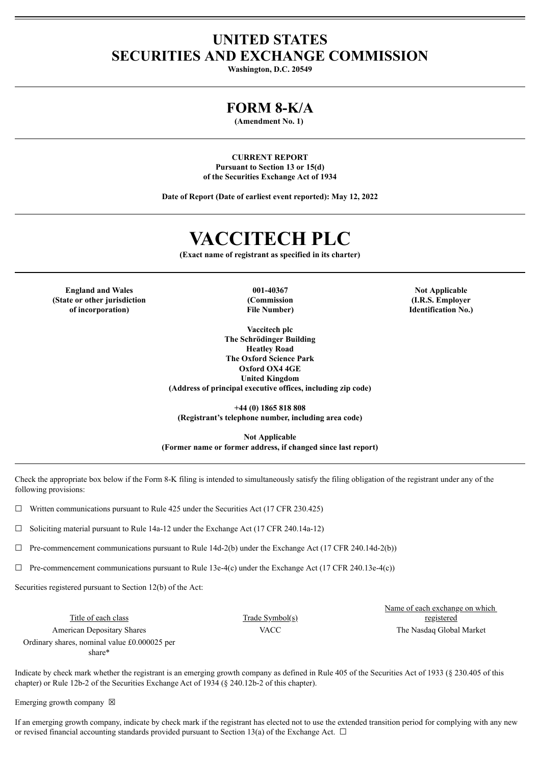# UNITED STATES SECURITIES AND EXCHANGE COMMISSION

**Washington, D.C. 20549**

## FORM 8-K/A

**(Amendment No. 1)**

**CURRENT REPORT**
**Pursuant to Section 13 or 15(d)**
**of the Securities Exchange Act of 1934**

**Date of Report (Date of earliest event reported): May 12, 2022**

# VACCITECH PLC

**(Exact name of registrant as specified in its charter)**

| England and Wales (State or other jurisdiction of incorporation) | 001-40367 (Commission File Number) | Not Applicable (I.R.S. Employer Identification No.) |
| --- | --- | --- |

**Vaccitech plc**
**The Schrödinger Building**
**Heatley Road**
**The Oxford Science Park**
**Oxford OX4 4GE**
**United Kingdom**
**(Address of principal executive offices, including zip code)**

**+44 (0) 1865 818 808**
**(Registrant's telephone number, including area code)**

**Not Applicable**
**(Former name or former address, if changed since last report)**

Check the appropriate box below if the Form 8-K filing is intended to simultaneously satisfy the filing obligation of the registrant under any of the following provisions:

☐ Written communications pursuant to Rule 425 under the Securities Act (17 CFR 230.425)

☐ Soliciting material pursuant to Rule 14a-12 under the Exchange Act (17 CFR 240.14a-12)

☐ Pre-commencement communications pursuant to Rule 14d-2(b) under the Exchange Act (17 CFR 240.14d-2(b))

☐ Pre-commencement communications pursuant to Rule 13e-4(c) under the Exchange Act (17 CFR 240.13e-4(c))

Securities registered pursuant to Section 12(b) of the Act:

| Title of each class | Trade Symbol(s) | Name of each exchange on which registered |
| --- | --- | --- |
| American Depositary Shares | VACC | The Nasdaq Global Market |
| Ordinary shares, nominal value £0.000025 per share* | | |

Indicate by check mark whether the registrant is an emerging growth company as defined in Rule 405 of the Securities Act of 1933 (§ 230.405 of this chapter) or Rule 12b-2 of the Securities Exchange Act of 1934 (§ 240.12b-2 of this chapter).

Emerging growth company ☒

If an emerging growth company, indicate by check mark if the registrant has elected not to use the extended transition period for complying with any new or revised financial accounting standards provided pursuant to Section 13(a) of the Exchange Act. ☐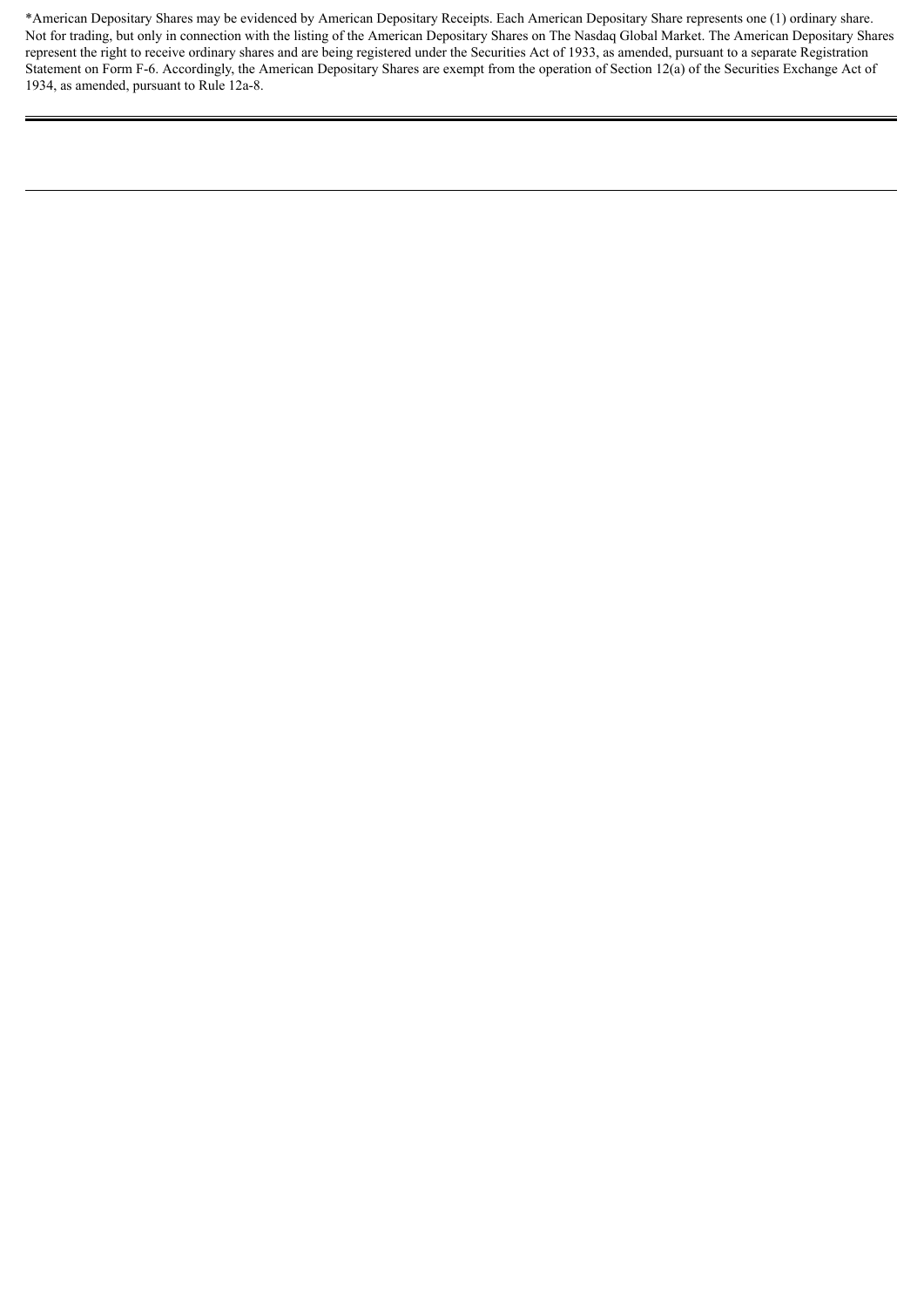*American Depositary Shares may be evidenced by American Depositary Receipts. Each American Depositary Share represents one (1) ordinary share. Not for trading, but only in connection with the listing of the American Depositary Shares on The Nasdaq Global Market. The American Depositary Shares represent the right to receive ordinary shares and are being registered under the Securities Act of 1933, as amended, pursuant to a separate Registration Statement on Form F-6. Accordingly, the American Depositary Shares are exempt from the operation of Section 12(a) of the Securities Exchange Act of 1934, as amended, pursuant to Rule 12a-8.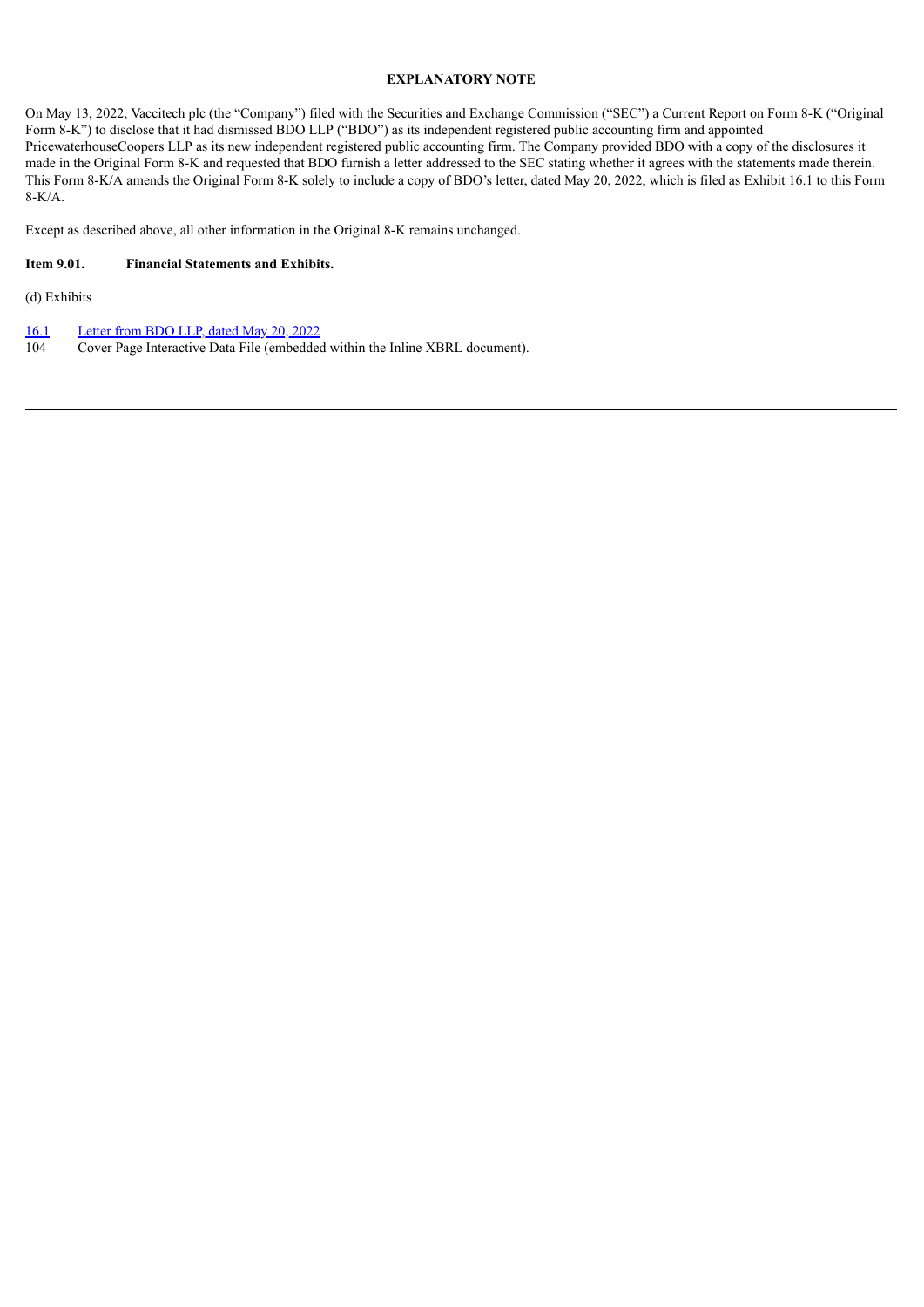**EXPLANATORY NOTE**

On May 13, 2022, Vaccitech plc (the "Company") filed with the Securities and Exchange Commission ("SEC") a Current Report on Form 8-K ("Original Form 8-K") to disclose that it had dismissed BDO LLP ("BDO") as its independent registered public accounting firm and appointed PricewaterhouseCoopers LLP as its new independent registered public accounting firm. The Company provided BDO with a copy of the disclosures it made in the Original Form 8-K and requested that BDO furnish a letter addressed to the SEC stating whether it agrees with the statements made therein. This Form 8-K/A amends the Original Form 8-K solely to include a copy of BDO's letter, dated May 20, 2022, which is filed as Exhibit 16.1 to this Form 8-K/A.

Except as described above, all other information in the Original 8-K remains unchanged.

**Item 9.01. Financial Statements and Exhibits.**

(d) Exhibits

16.1 Letter from BDO LLP, dated May 20, 2022
104 Cover Page Interactive Data File (embedded within the Inline XBRL document).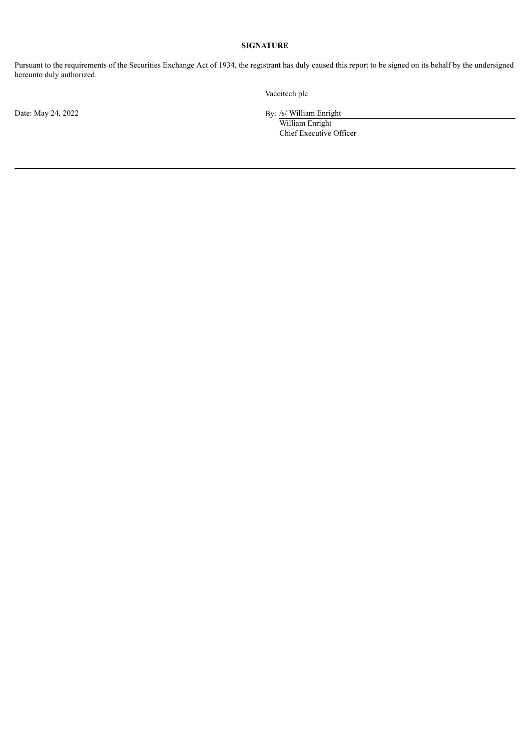**SIGNATURE**

Pursuant to the requirements of the Securities Exchange Act of 1934, the registrant has duly caused this report to be signed on its behalf by the undersigned hereunto duly authorized.

Vaccitech plc

Date: May 24, 2022

By: /s/ William Enright
William Enright
Chief Executive Officer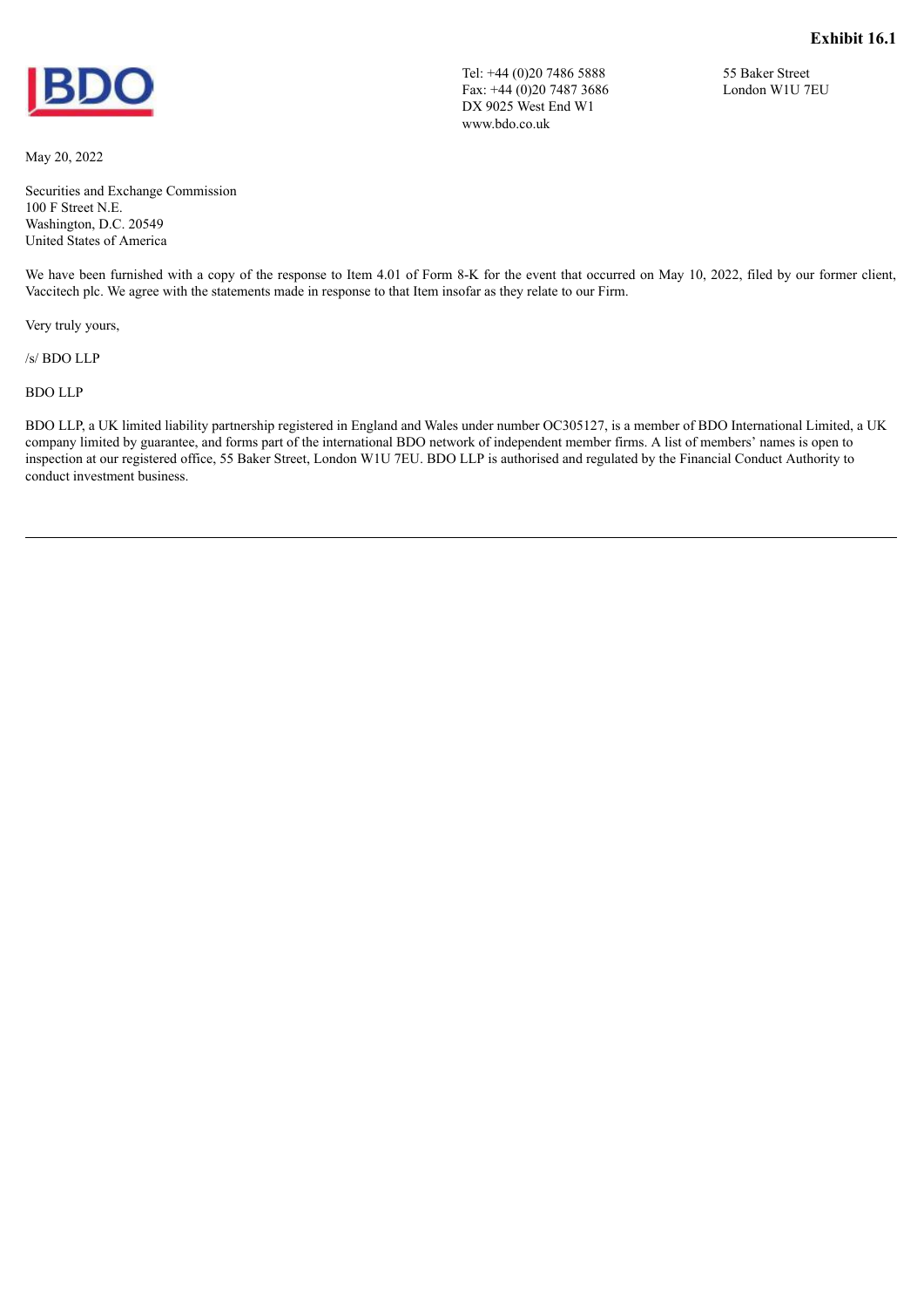**Exhibit 16.1**

BDO

Tel: +44 (0)20 7486 5888
Fax: +44 (0)20 7487 3686
DX 9025 West End W1
www.bdo.co.uk

55 Baker Street
London W1U 7EU

May 20, 2022

Securities and Exchange Commission
100 F Street N.E.
Washington, D.C. 20549
United States of America

We have been furnished with a copy of the response to Item 4.01 of Form 8-K for the event that occurred on May 10, 2022, filed by our former client, Vaccitech plc. We agree with the statements made in response to that Item insofar as they relate to our Firm.

Very truly yours,

/s/ BDO LLP

BDO LLP

BDO LLP, a UK limited liability partnership registered in England and Wales under number OC305127, is a member of BDO International Limited, a UK company limited by guarantee, and forms part of the international BDO network of independent member firms. A list of members' names is open to inspection at our registered office, 55 Baker Street, London W1U 7EU. BDO LLP is authorised and regulated by the Financial Conduct Authority to conduct investment business.